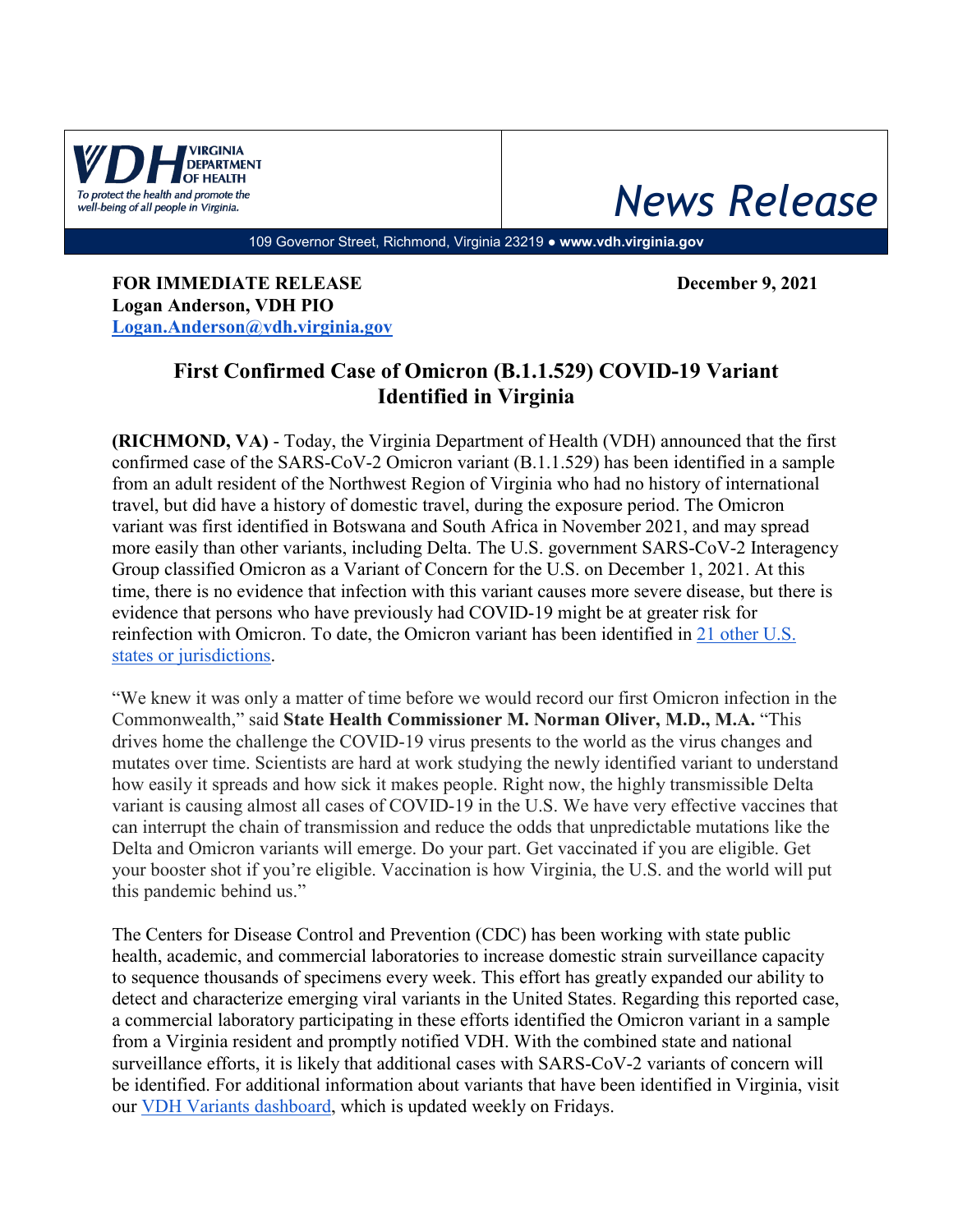VIRGINIA DEPARTMENT OF HEALTH

*To protect the health and promote the well-being of all people in Virginia.*

# News Release

109 Governor Street, Richmond, Virginia 23219 ● **www.vdh.virginia.gov**

**FOR IMMEDIATE RELEASE** **December 9, 2021**
**Logan Anderson, VDH PIO**
**Logan.Anderson@vdh.virginia.gov**

## First Confirmed Case of Omicron (B.1.1.529) COVID-19 Variant Identified in Virginia

**(RICHMOND, VA)** - Today, the Virginia Department of Health (VDH) announced that the first confirmed case of the SARS-CoV-2 Omicron variant (B.1.1.529) has been identified in a sample from an adult resident of the Northwest Region of Virginia who had no history of international travel, but did have a history of domestic travel, during the exposure period. The Omicron variant was first identified in Botswana and South Africa in November 2021, and may spread more easily than other variants, including Delta. The U.S. government SARS-CoV-2 Interagency Group classified Omicron as a Variant of Concern for the U.S. on December 1, 2021. At this time, there is no evidence that infection with this variant causes more severe disease, but there is evidence that persons who have previously had COVID-19 might be at greater risk for reinfection with Omicron. To date, the Omicron variant has been identified in 21 other U.S. states or jurisdictions.

"We knew it was only a matter of time before we would record our first Omicron infection in the Commonwealth," said **State Health Commissioner M. Norman Oliver, M.D., M.A.** "This drives home the challenge the COVID-19 virus presents to the world as the virus changes and mutates over time. Scientists are hard at work studying the newly identified variant to understand how easily it spreads and how sick it makes people. Right now, the highly transmissible Delta variant is causing almost all cases of COVID-19 in the U.S. We have very effective vaccines that can interrupt the chain of transmission and reduce the odds that unpredictable mutations like the Delta and Omicron variants will emerge. Do your part. Get vaccinated if you are eligible. Get your booster shot if you're eligible. Vaccination is how Virginia, the U.S. and the world will put this pandemic behind us."

The Centers for Disease Control and Prevention (CDC) has been working with state public health, academic, and commercial laboratories to increase domestic strain surveillance capacity to sequence thousands of specimens every week. This effort has greatly expanded our ability to detect and characterize emerging viral variants in the United States. Regarding this reported case, a commercial laboratory participating in these efforts identified the Omicron variant in a sample from a Virginia resident and promptly notified VDH. With the combined state and national surveillance efforts, it is likely that additional cases with SARS-CoV-2 variants of concern will be identified. For additional information about variants that have been identified in Virginia, visit our VDH Variants dashboard, which is updated weekly on Fridays.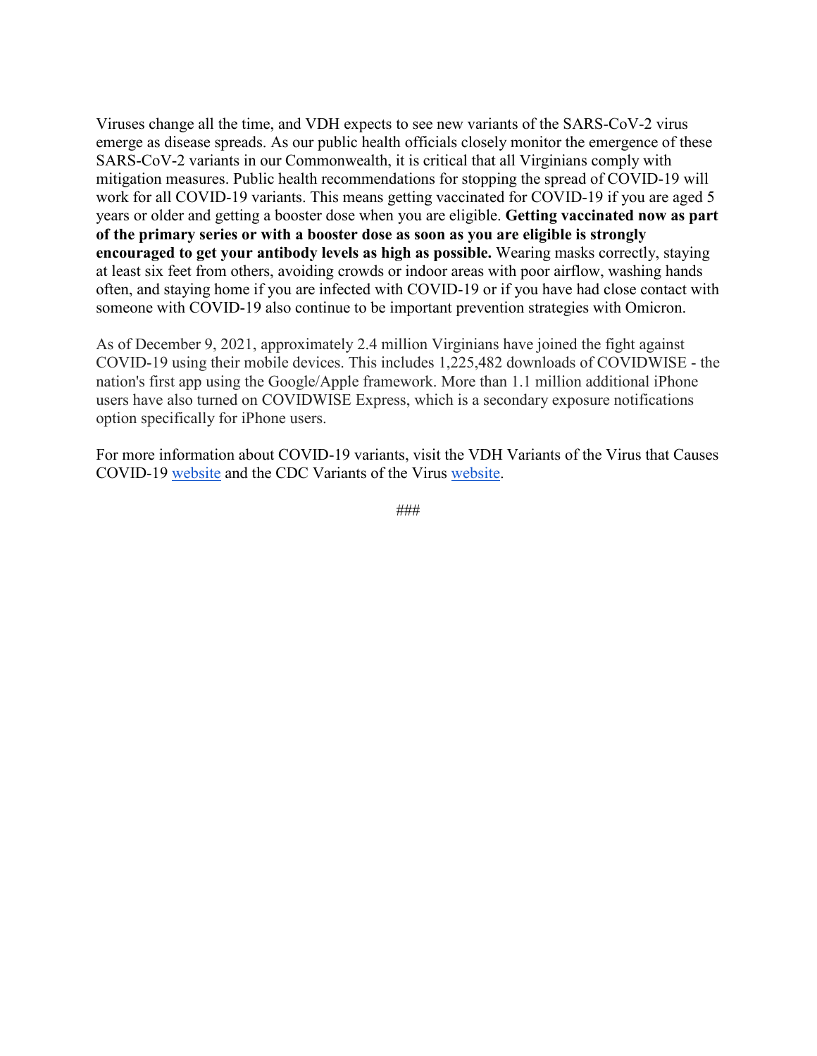Viruses change all the time, and VDH expects to see new variants of the SARS-CoV-2 virus emerge as disease spreads. As our public health officials closely monitor the emergence of these SARS-CoV-2 variants in our Commonwealth, it is critical that all Virginians comply with mitigation measures. Public health recommendations for stopping the spread of COVID-19 will work for all COVID-19 variants. This means getting vaccinated for COVID-19 if you are aged 5 years or older and getting a booster dose when you are eligible. **Getting vaccinated now as part of the primary series or with a booster dose as soon as you are eligible is strongly encouraged to get your antibody levels as high as possible.** Wearing masks correctly, staying at least six feet from others, avoiding crowds or indoor areas with poor airflow, washing hands often, and staying home if you are infected with COVID-19 or if you have had close contact with someone with COVID-19 also continue to be important prevention strategies with Omicron.

As of December 9, 2021, approximately 2.4 million Virginians have joined the fight against COVID-19 using their mobile devices. This includes 1,225,482 downloads of COVIDWISE - the nation's first app using the Google/Apple framework. More than 1.1 million additional iPhone users have also turned on COVIDWISE Express, which is a secondary exposure notifications option specifically for iPhone users.

For more information about COVID-19 variants, visit the VDH Variants of the Virus that Causes COVID-19 website and the CDC Variants of the Virus website.

###